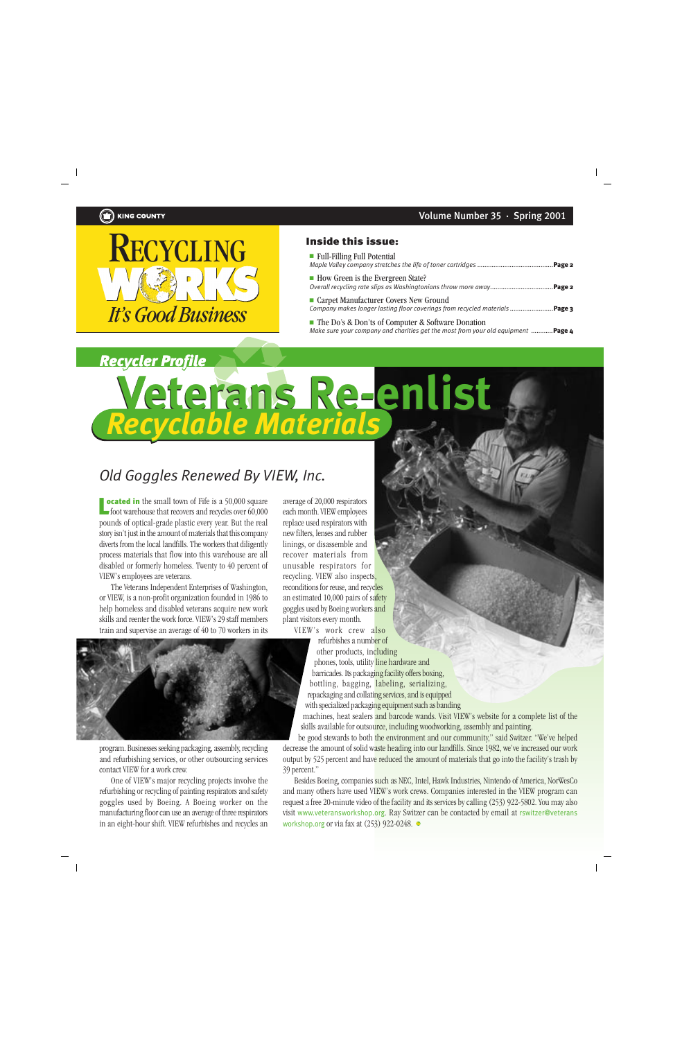KING COUNTY

Volume Number 35 · Spring 2001

# RECYCLING WORKS
*It's Good Business*

**Inside this issue:**

- Full-Filling Full Potential
  *Maple Valley company stretches the life of toner cartridges* ....... **Page 2**
- How Green is the Evergreen State?
  *Overall recycling rate slips as Washingtonians throw more away* ....... **Page 2**
- Carpet Manufacturer Covers New Ground
  *Company makes longer lasting floor coverings from recycled materials* ....... **Page 3**
- The Do's & Don'ts of Computer & Software Donation
  *Make sure your company and charities get the most from your old equipment* ....... **Page 4**

*Recycler Profile*

# Veterans Re-enlist *Recyclable Materials*

## *Old Goggles Renewed By VIEW, Inc.*

**Located in** the small town of Fife is a 50,000 square foot warehouse that recovers and recycles over 60,000 pounds of optical-grade plastic every year. But the real story isn't just in the amount of materials that this company diverts from the local landfills. The workers that diligently process materials that flow into this warehouse are all disabled or formerly homeless. Twenty to 40 percent of VIEW's employees are veterans.

The Veterans Independent Enterprises of Washington, or VIEW, is a non-profit organization founded in 1986 to help homeless and disabled veterans acquire new work skills and reenter the work force. VIEW's 29 staff members train and supervise an average of 40 to 70 workers in its program. Businesses seeking packaging, assembly, recycling and refurbishing services, or other outsourcing services contact VIEW for a work crew.

One of VIEW's major recycling projects involve the refurbishing or recycling of painting respirators and safety goggles used by Boeing. A Boeing worker on the manufacturing floor can use an average of three respirators in an eight-hour shift. VIEW refurbishes and recycles an average of 20,000 respirators each month. VIEW employees replace used respirators with new filters, lenses and rubber linings, or disassemble and recover materials from unusable respirators for recycling. VIEW also inspects, reconditions for reuse, and recycles an estimated 10,000 pairs of safety goggles used by Boeing workers and plant visitors every month.

VIEW's work crew also refurbishes a number of other products, including phones, tools, utility line hardware and barricades. Its packaging facility offers boxing, bottling, bagging, labeling, serializing, repackaging and collating services, and is equipped with specialized packaging equipment such as banding machines, heat sealers and barcode wands. Visit VIEW's website for a complete list of the skills available for outsource, including woodworking, assembly and painting.

"We want to be good stewards to both the environment and our community," said Switzer. "We've helped decrease the amount of solid waste heading into our landfills. Since 1982, we've increased our work output by 525 percent and have reduced the amount of materials that go into the facility's trash by 39 percent."

Besides Boeing, companies such as NEC, Intel, Hawk Industries, Nintendo of America, NorWesCo and many others have used VIEW's work crews. Companies interested in the VIEW program can request a free 20-minute video of the facility and its services by calling (253) 922-5802. You may also visit www.veteransworkshop.org. Ray Switzer can be contacted by email at rswitzer@veteransworkshop.org or via fax at (253) 922-0248.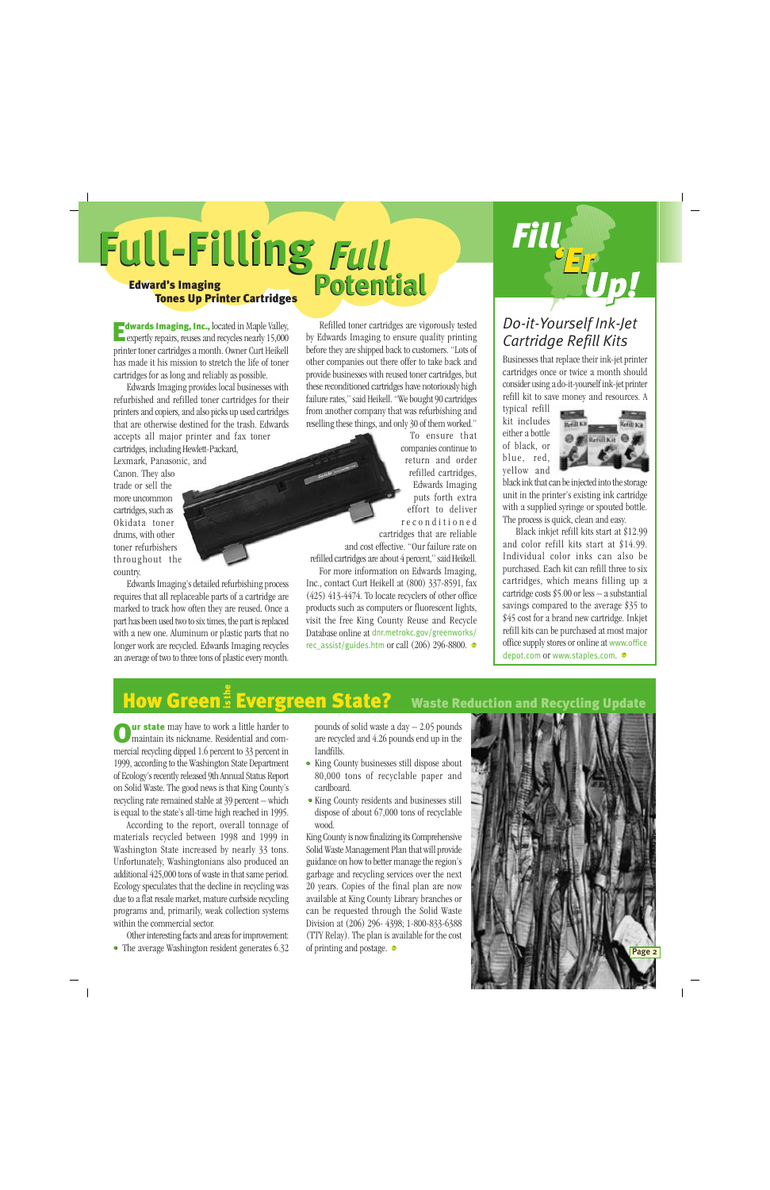# Full-Filling Full Potential

### Edward's Imaging Tones Up Printer Cartridges

**Edwards Imaging, Inc.,** located in Maple Valley, expertly repairs, reuses and recycles nearly 15,000 printer toner cartridges a month. Owner Curt Heikell has made it his mission to stretch the life of toner cartridges for as long and reliably as possible.

Edwards Imaging provides local businesses with refurbished and refilled toner cartridges for their printers and copiers, and also picks up used cartridges that are otherwise destined for the trash. Edwards accepts all major printer and fax toner cartridges, including Hewlett-Packard, Lexmark, Panasonic, and Canon. They also trade or sell the more uncommon cartridges, such as Okidata toner drums, with other toner refurbishers throughout the country.

Edwards Imaging's detailed refurbishing process requires that all replaceable parts of a cartridge are marked to track how often they are reused. Once a part has been used two to six times, the part is replaced with a new one. Aluminum or plastic parts that no longer work are recycled. Edwards Imaging recycles an average of two to three tons of plastic every month.

Refilled toner cartridges are vigorously tested by Edwards Imaging to ensure quality printing before they are shipped back to customers. "Lots of other companies out there offer to take back and provide businesses with reused toner cartridges, but these reconditioned cartridges have notoriously high failure rates," said Heikell. "We bought 90 cartridges from another company that was refurbishing and reselling these things, and only 30 of them worked."

To ensure that companies continue to return and order refilled cartridges, Edwards Imaging puts forth extra effort to deliver reconditioned cartridges that are reliable and cost effective. "Our failure rate on refilled cartridges are about 4 percent," said Heikell.

For more information on Edwards Imaging, Inc., contact Curt Heikell at (800) 337-8591, fax (425) 413-4474. To locate recyclers of other office products such as computers or fluorescent lights, visit the free King County Reuse and Recycle Database online at dnr.metrokc.gov/greenworks/rec_assist/guides.htm or call (206) 296-8800.

# Fill 'Er Up!

## *Do-it-Yourself Ink-Jet Cartridge Refill Kits*

Businesses that replace their ink-jet printer cartridges once or twice a month should consider using a do-it-yourself ink-jet printer refill kit to save money and resources. A typical refill kit includes either a bottle of black, or blue, red, yellow and black ink that can be injected into the storage unit in the printer's existing ink cartridge with a supplied syringe or spouted bottle. The process is quick, clean and easy.

Black inkjet refill kits start at $12.99 and color refill kits start at $14.99. Individual color inks can also be purchased. Each kit can refill three to six cartridges, which means filling up a cartridge costs $5.00 or less – a substantial savings compared to the average $35 to $45 cost for a brand new cartridge. Inkjet refill kits can be purchased at most major office supply stores or online at www.officedepot.com or www.staples.com.

# How Green is the Evergreen State?

## Waste Reduction and Recycling Update

**Our state** may have to work a little harder to maintain its nickname. Residential and commercial recycling dipped 1.6 percent to 33 percent in 1999, according to the Washington State Department of Ecology's recently released 9th Annual Status Report on Solid Waste. The good news is that King County's recycling rate remained stable at 39 percent – which is equal to the state's all-time high reached in 1995.

According to the report, overall tonnage of materials recycled between 1998 and 1999 in Washington State increased by nearly 33 tons. Unfortunately, Washingtonians also produced an additional 425,000 tons of waste in that same period. Ecology speculates that the decline in recycling was due to a flat resale market, mature curbside recycling programs and, primarily, weak collection systems within the commercial sector.

Other interesting facts and areas for improvement:

- The average Washington resident generates 6.32 pounds of solid waste a day – 2.05 pounds are recycled and 4.26 pounds end up in the landfills.
- King County businesses still dispose about 80,000 tons of recyclable paper and cardboard.
- King County residents and businesses still dispose of about 67,000 tons of recyclable wood.

King County is now finalizing its Comprehensive Solid Waste Management Plan that will provide guidance on how to better manage the region's garbage and recycling services over the next 20 years. Copies of the final plan are now available at King County Library branches or can be requested through the Solid Waste Division at (206) 296- 4398; 1-800-833-6388 (TTY Relay). The plan is available for the cost of printing and postage.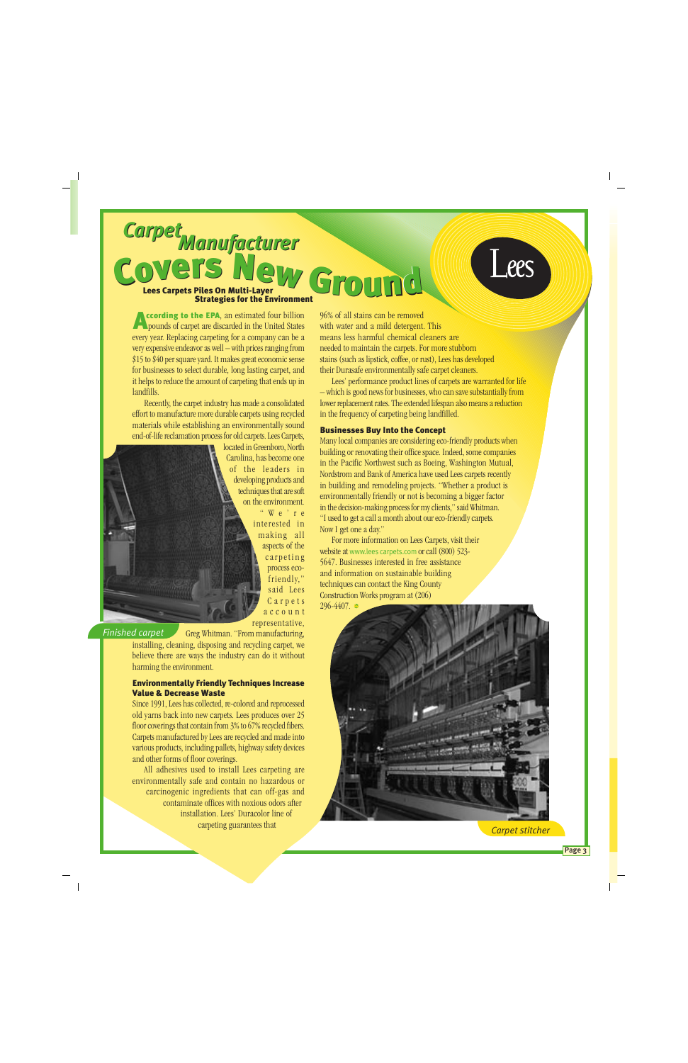# Carpet Manufacturer Covers New Ground

**Lees Carpets Piles On Multi-Layer Strategies for the Environment**

**According to the EPA**, an estimated four billion pounds of carpet are discarded in the United States every year. Replacing carpeting for a company can be a very expensive endeavor as well – with prices ranging from $15 to $40 per square yard. It makes great economic sense for businesses to select durable, long lasting carpet, and it helps to reduce the amount of carpeting that ends up in landfills.

Recently, the carpet industry has made a consolidated effort to manufacture more durable carpets using recycled materials while establishing an environmentally sound end-of-life reclamation process for old carpets. Lees Carpets, located in Greenboro, North Carolina, has become one of the leaders in developing products and techniques that are soft on the environment.

"We're interested in making all aspects of the carpeting process eco-friendly," said Lees Carpets account representative, Greg Whitman. "From manufacturing, installing, cleaning, disposing and recycling carpet, we believe there are ways the industry can do it without harming the environment.

Finished carpet

### Environmentally Friendly Techniques Increase Value & Decrease Waste

Since 1991, Lees has collected, re-colored and reprocessed old yarns back into new carpets. Lees produces over 25 floor coverings that contain from 3% to 67% recycled fibers. Carpets manufactured by Lees are recycled and made into various products, including pallets, highway safety devices and other forms of floor coverings.

All adhesives used to install Lees carpeting are environmentally safe and contain no hazardous or carcinogenic ingredients that can off-gas and contaminate offices with noxious odors after installation. Lees' Duracolor line of carpeting guarantees that 96% of all stains can be removed with water and a mild detergent. This means less harmful chemical cleaners are needed to maintain the carpets. For more stubborn stains (such as lipstick, coffee, or rust), Lees has developed their Durasafe environmentally safe carpet cleaners.

Lees' performance product lines of carpets are warranted for life – which is good news for businesses, who can save substantially from lower replacement rates. The extended lifespan also means a reduction in the frequency of carpeting being landfilled.

### Businesses Buy Into the Concept

Many local companies are considering eco-friendly products when building or renovating their office space. Indeed, some companies in the Pacific Northwest such as Boeing, Washington Mutual, Nordstrom and Bank of America have used Lees carpets recently in building and remodeling projects. "Whether a product is environmentally friendly or not is becoming a bigger factor in the decision-making process for my clients," said Whitman. "I used to get a call a month about our eco-friendly carpets. Now I get one a day."

For more information on Lees Carpets, visit their website at www.lees carpets.com or call (800) 523-5647. Businesses interested in free assistance and information on sustainable building techniques can contact the King County Construction Works program at (206) 296-4407.

Carpet stitcher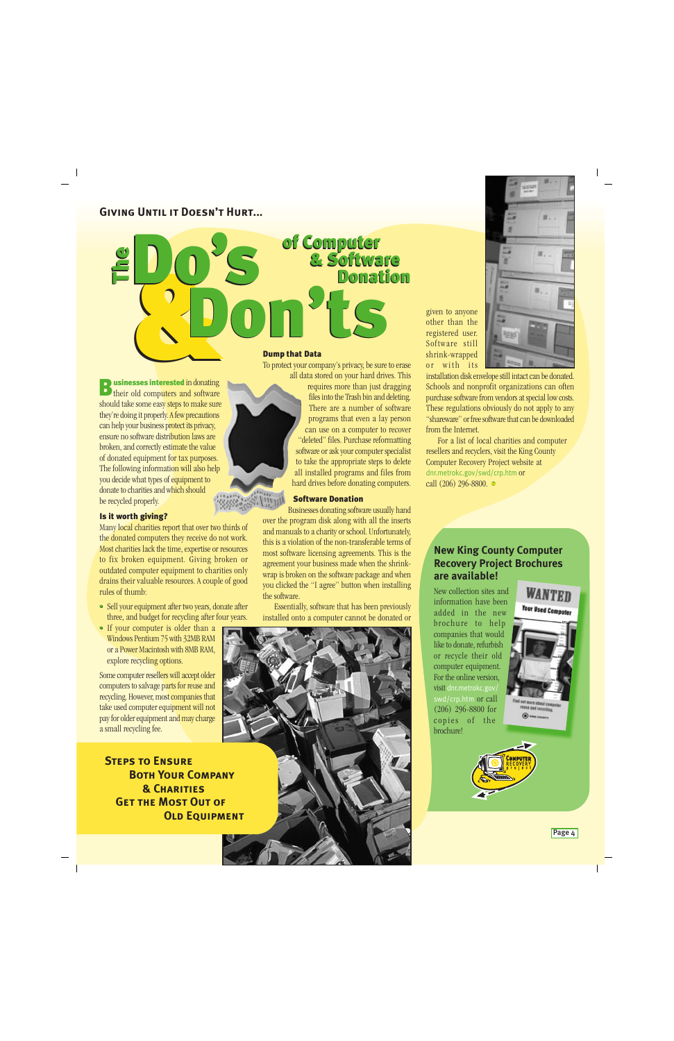## Giving Until it Doesn't Hurt...

# The Do's & Don'ts of Computer & Software Donation

**Businesses interested** in donating their old computers and software should take some easy steps to make sure they're doing it properly. A few precautions can help your business protect its privacy, ensure no software distribution laws are broken, and correctly estimate the value of donated equipment for tax purposes. The following information will also help you decide what types of equipment to donate to charities and which should be recycled properly.

### Is it worth giving?

Many local charities report that over two thirds of the donated computers they receive do not work. Most charities lack the time, expertise or resources to fix broken equipment. Giving broken or outdated computer equipment to charities only drains their valuable resources. A couple of good rules of thumb:

- Sell your equipment after two years, donate after three, and budget for recycling after four years.
- If your computer is older than a Windows Pentium 75 with 32MB RAM or a Power Macintosh with 8MB RAM, explore recycling options.

Some computer resellers will accept older computers to salvage parts for reuse and recycling. However, most companies that take used computer equipment will not pay for older equipment and may charge a small recycling fee.

## Steps to Ensure Both Your Company & Charities Get the Most Out of Old Equipment

### Dump that Data

To protect your company's privacy, be sure to erase all data stored on your hard drives. This requires more than just dragging files into the Trash bin and deleting. There are a number of software programs that even a lay person can use on a computer to recover "deleted" files. Purchase reformatting software or ask your computer specialist to take the appropriate steps to delete all installed programs and files from hard drives before donating computers.

### Software Donation

Businesses donating software usually hand over the program disk along with all the inserts and manuals to a charity or school. Unfortunately, this is a violation of the non-transferable terms of most software licensing agreements. This is the agreement your business made when the shrink-wrap is broken on the software package and when you clicked the "I agree" button when installing the software.

Essentially, software that has been previously installed onto a computer cannot be donated or given to anyone other than the registered user. Software still shrink-wrapped or with its installation disk envelope still intact can be donated. Schools and nonprofit organizations can often purchase software from vendors at special low costs. These regulations obviously do not apply to any "shareware" or free software that can be downloaded from the Internet.

For a list of local charities and computer resellers and recyclers, visit the King County Computer Recovery Project website at dnr.metrokc.gov/swd/crp.htm or call (206) 296-8800.

## New King County Computer Recovery Project Brochures are available!

New collection sites and information have been added in the new brochure to help companies that would like to donate, refurbish or recycle their old computer equipment. For the online version, visit dnr.metrokc.gov/swd/crp.htm or call (206) 296-8800 for copies of the brochure!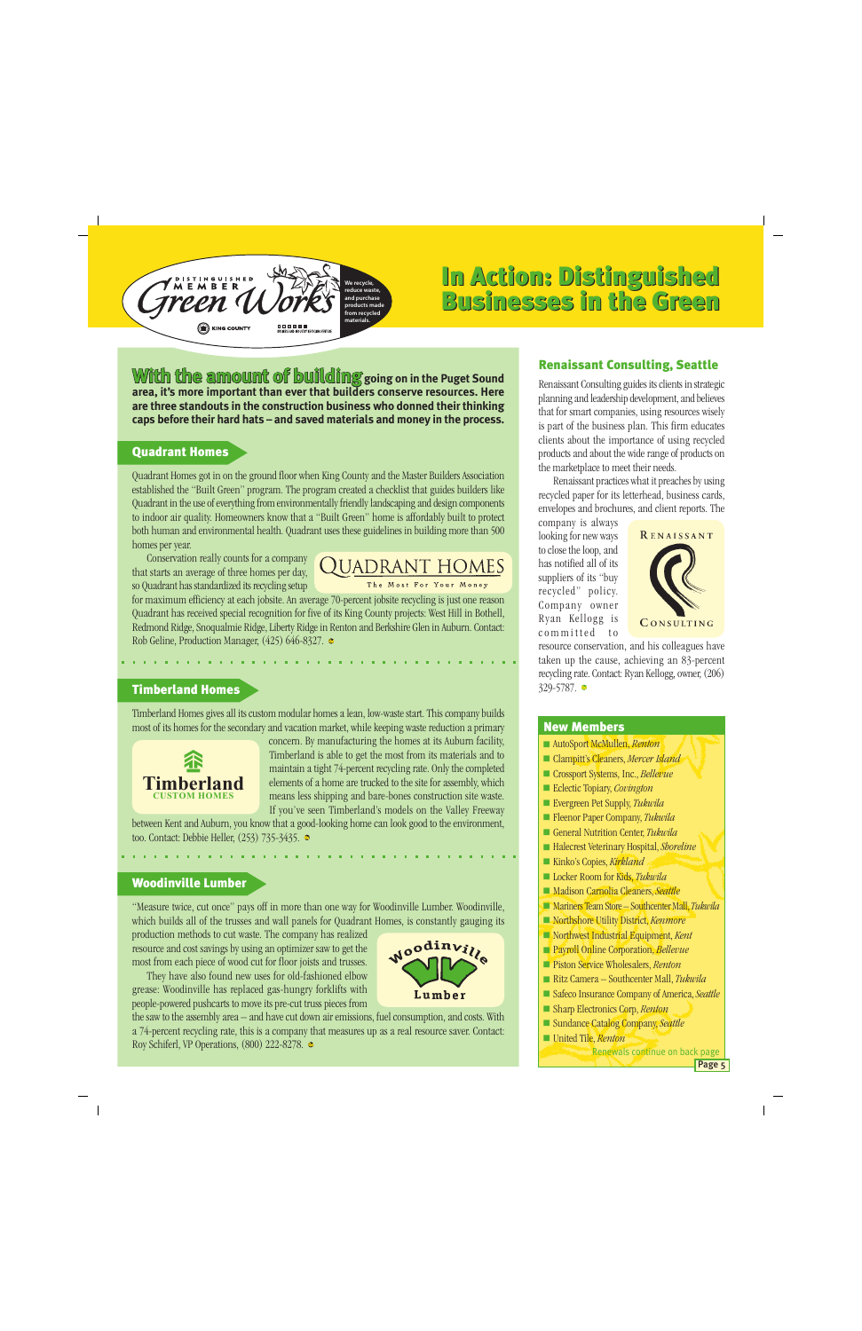# In Action: Distinguished Businesses in the Green

**With the amount of building going on in the Puget Sound area, it's more important than ever that builders conserve resources. Here are three standouts in the construction business who donned their thinking caps before their hard hats – and saved materials and money in the process.**

## Quadrant Homes

Quadrant Homes got in on the ground floor when King County and the Master Builders Association established the "Built Green" program. The program created a checklist that guides builders like Quadrant in the use of everything from environmentally friendly landscaping and design components to indoor air quality. Homeowners know that a "Built Green" home is affordably built to protect both human and environmental health. Quadrant uses these guidelines in building more than 500 homes per year.

Conservation really counts for a company that starts an average of three homes per day, so Quadrant has standardized its recycling setup for maximum efficiency at each jobsite. An average 70-percent jobsite recycling is just one reason Quadrant has received special recognition for five of its King County projects: West Hill in Bothell, Redmond Ridge, Snoqualmie Ridge, Liberty Ridge in Renton and Berkshire Glen in Auburn. Contact: Rob Geline, Production Manager, (425) 646-8327.

## Timberland Homes

Timberland Homes gives all its custom modular homes a lean, low-waste start. This company builds most of its homes for the secondary and vacation market, while keeping waste reduction a primary concern. By manufacturing the homes at its Auburn facility, Timberland is able to get the most from its materials and to maintain a tight 74-percent recycling rate. Only the completed elements of a home are trucked to the site for assembly, which means less shipping and bare-bones construction site waste. If you've seen Timberland's models on the Valley Freeway between Kent and Auburn, you know that a good-looking home can look good to the environment, too. Contact: Debbie Heller, (253) 735-3435.

## Woodinville Lumber

"Measure twice, cut once" pays off in more than one way for Woodinville Lumber. Woodinville, which builds all of the trusses and wall panels for Quadrant Homes, is constantly gauging its production methods to cut waste. The company has realized resource and cost savings by using an optimizer saw to get the most from each piece of wood cut for floor joists and trusses.

They have also found new uses for old-fashioned elbow grease: Woodinville has replaced gas-hungry forklifts with people-powered pushcarts to move its pre-cut truss pieces from the saw to the assembly area – and have cut down air emissions, fuel consumption, and costs. With a 74-percent recycling rate, this is a company that measures up as a real resource saver. Contact: Roy Schiferl, VP Operations, (800) 222-8278.

## Renaissant Consulting, Seattle

Renaissant Consulting guides its clients in strategic planning and leadership development, and believes that for smart companies, using resources wisely is part of the business plan. This firm educates clients about the importance of using recycled products and about the wide range of products on the marketplace to meet their needs.

Renaissant practices what it preaches by using recycled paper for its letterhead, business cards, envelopes and brochures, and client reports. The company is always looking for new ways to close the loop, and has notified all of its suppliers of its "buy recycled" policy. Company owner Ryan Kellogg is committed to resource conservation, and his colleagues have taken up the cause, achieving an 83-percent recycling rate. Contact: Ryan Kellogg, owner, (206) 329-5787.

## New Members

- AutoSport McMullen, *Renton*
- Clampitt's Cleaners, *Mercer Island*
- Crossport Systems, Inc., *Bellevue*
- Eclectic Topiary, *Covington*
- Evergreen Pet Supply, *Tukwila*
- Fleenor Paper Company, *Tukwila*
- General Nutrition Center, *Tukwila*
- Halecrest Veterinary Hospital, *Shoreline*
- Kinko's Copies, *Kirkland*
- Locker Room for Kids, *Tukwila*
- Madison Carnolia Cleaners, *Seattle*
- Mariners Team Store – Southcenter Mall, *Tukwila*
- Northshore Utility District, *Kenmore*
- Northwest Industrial Equipment, *Kent*
- Payroll Online Corporation, *Bellevue*
- Piston Service Wholesalers, *Renton*
- Ritz Camera – Southcenter Mall, *Tukwila*
- Safeco Insurance Company of America, *Seattle*
- Sharp Electronics Corp, *Renton*
- Sundance Catalog Company, *Seattle*
- United Tile, *Renton*

Renewals continue on back page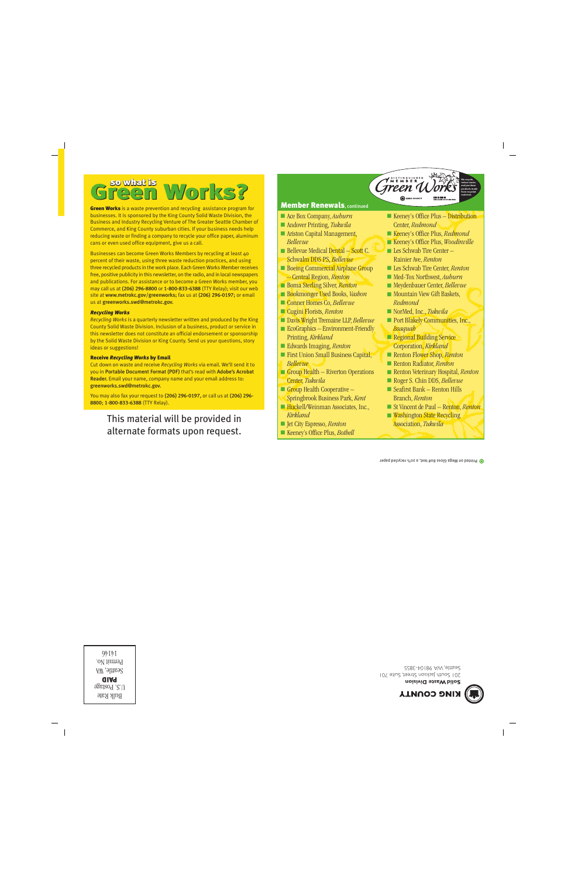# so what is Green Works?

**Green Works** is a waste prevention and recycling assistance program for businesses. It is sponsored by the King County Solid Waste Division, the Business and Industry Recycling Venture of The Greater Seattle Chamber of Commerce, and King County suburban cities. If your business needs help reducing waste or finding a company to recycle your office paper, aluminum cans or even used office equipment, give us a call.

Businesses can become Green Works Members by recycling at least 40 percent of their waste, using three waste reduction practices, and using three recycled products in the work place. Each Green Works Member receives free, positive publicity in this newsletter, on the radio, and in local newspapers and publications. For assistance or to become a Green Works member, you may call us at **(206) 296-8800** or **1-800-833-6388** (TTY Relay); visit our web site at **www.metrokc.gov/greenworks;** fax us at **(206) 296-0197;** or email us at **greenworks.swd@metrokc.gov.**

### *Recycling Works*

*Recycling Works* is a quarterly newsletter written and produced by the King County Solid Waste Division. Inclusion of a business, product or service in this newsletter does not constitute an official endorsement or sponsorship by the Solid Waste Division or King County. Send us your questions, story ideas or suggestions!

### Receive *Recycling Works* by Email

Cut down on waste and receive *Recycling Works* via email. We'll send it to you in **Portable Document Format (PDF)** that's read with **Adobe's Acrobat Reader.** Email your name, company name and your email address to: **greenworks.swd@metrokc.gov.**

You may also fax your request to **(206) 296-0197,** or call us at **(206) 296-8800; 1-800-833-6388** (TTY Relay).

This material will be provided in alternate formats upon request.

## Member Renewals, continued

- Ace Box Company, *Auburn*
- Andover Printing, *Tukwila*
- Ariston Capital Management, *Bellevue*
- Bellevue Medical Dental – Scott C. Schwalm DDS PS, *Bellevue*
- Boeing Commercial Airplane Group – Central Region, *Renton*
- Boma Sterling Silver, *Renton*
- Bookmonger Used Books, *Vashon*
- Conner Homes Co, *Bellevue*
- Cugini Florists, *Renton*
- Davis Wright Tremaine LLP, *Bellevue*
- EcoGraphics – Environment-Friendly Printing, *Kirkland*
- Edwards Imaging, *Renton*
- First Union Small Business Capital, *Bellevue*
- Group Health – Riverton Operations Center, *Tukwila*
- Group Health Cooperative – Springbrook Business Park, *Kent*
- Huckell/Weinman Associates, Inc., *Kirkland*
- Jet City Espresso, *Renton*
- Keeney's Office Plus, *Bothell*
- Keeney's Office Plus – Distribution Center, *Redmond*
- Keeney's Office Plus, *Redmond*
- Keeney's Office Plus, *Woodinville*
- Les Schwab Tire Center – Rainier Ave, *Renton*
- Les Schwab Tire Center, *Renton*
- Med-Tox Northwest, *Auburn*
- Meydenbauer Center, *Bellevue*
- Mountain View Gift Baskets, *Redmond*
- NorMed, Inc., *Tukwila*
- Port Blakely Communities, Inc., *Issaquah*
- Regional Building Service Corporation, *Kirkland*
- Renton Flower Shop, *Renton*
- Renton Radiator, *Renton*
- Renton Veterinary Hospital, *Renton*
- Roger S. Chin DDS, *Bellevue*
- Seafirst Bank – Renton Hills Branch, *Renton*
- St Vincent de Paul – Renton, *Renton*
- Washington State Recycling Association, *Tukwila*

Printed on Mega Gloss 80# text, a 20% recycled paper

KING COUNTY
Solid Waste Division
201 South Jackson Street, Suite 701
Seattle, WA 98104-3855

Bulk Rate
U.S. Postage
**PAID**
Seattle, WA
Permit No.
14146